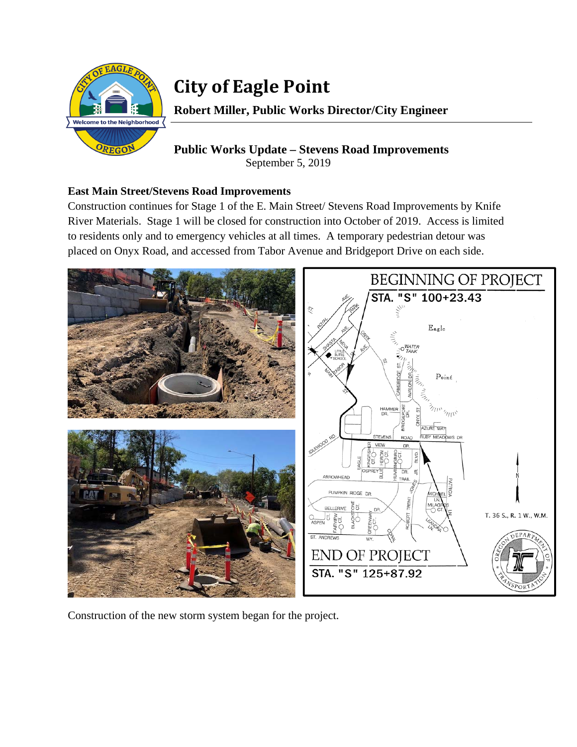# City of Eagle Point

**Robert Miller, Public Works Director/City Engineer**

## Public Works Update – Stevens Road Improvements

September 5, 2019

### East Main Street/Stevens Road Improvements

Construction continues for Stage 1 of the E. Main Street/ Stevens Road Improvements by Knife River Materials. Stage 1 will be closed for construction into October of 2019. Access is limited to residents only and to emergency vehicles at all times. A temporary pedestrian detour was placed on Onyx Road, and accessed from Tabor Avenue and Bridgeport Drive on each side.

Construction of the new storm system began for the project.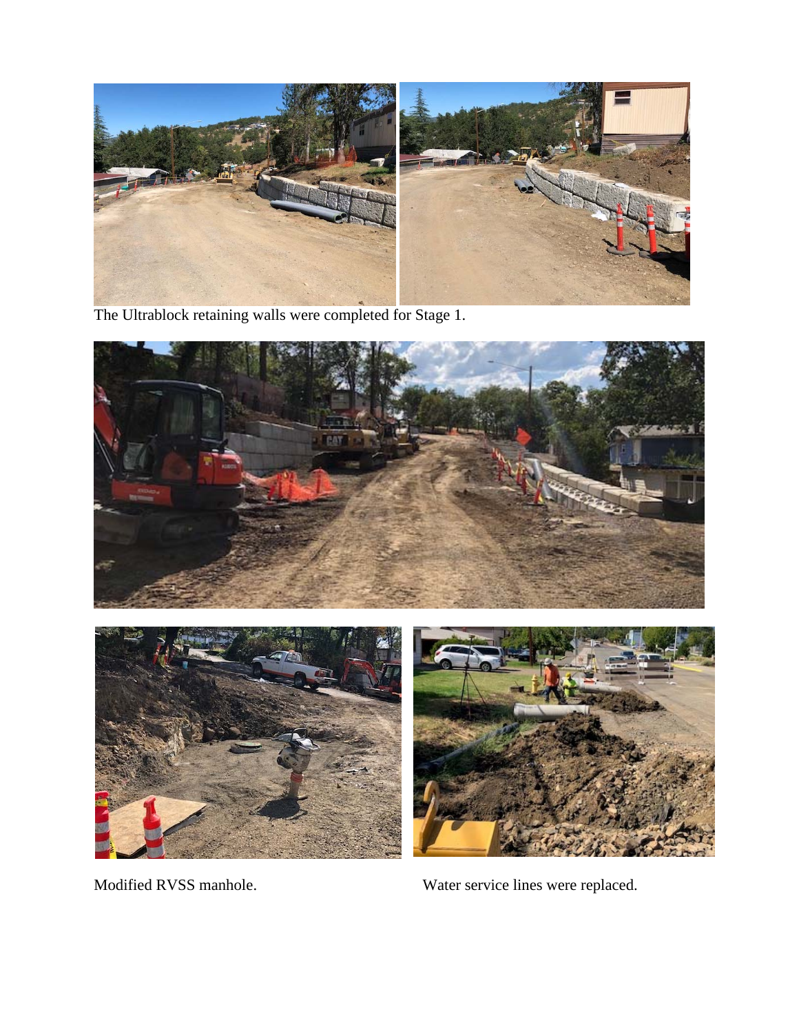The Ultrablock retaining walls were completed for Stage 1.

Modified RVSS manhole.

Water service lines were replaced.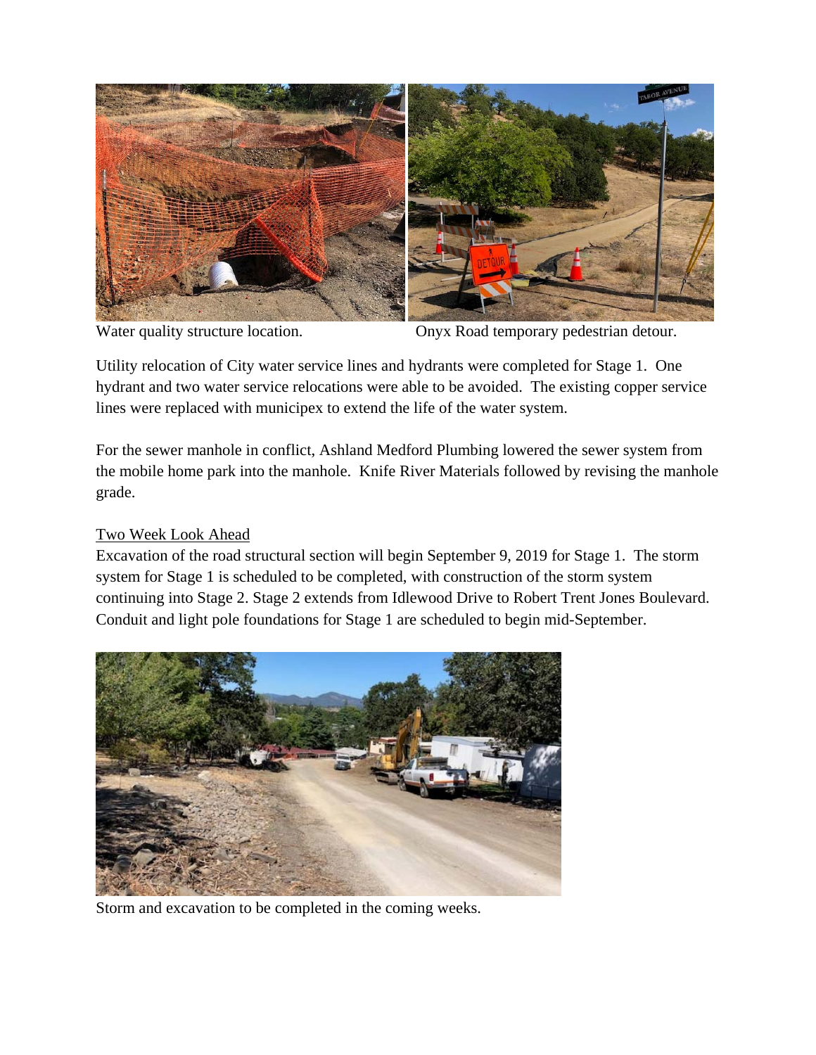Water quality structure location.

Onyx Road temporary pedestrian detour.

Utility relocation of City water service lines and hydrants were completed for Stage 1. One hydrant and two water service relocations were able to be avoided. The existing copper service lines were replaced with municipex to extend the life of the water system.

For the sewer manhole in conflict, Ashland Medford Plumbing lowered the sewer system from the mobile home park into the manhole. Knife River Materials followed by revising the manhole grade.

## Two Week Look Ahead

Excavation of the road structural section will begin September 9, 2019 for Stage 1. The storm system for Stage 1 is scheduled to be completed, with construction of the storm system continuing into Stage 2. Stage 2 extends from Idlewood Drive to Robert Trent Jones Boulevard. Conduit and light pole foundations for Stage 1 are scheduled to begin mid-September.

Storm and excavation to be completed in the coming weeks.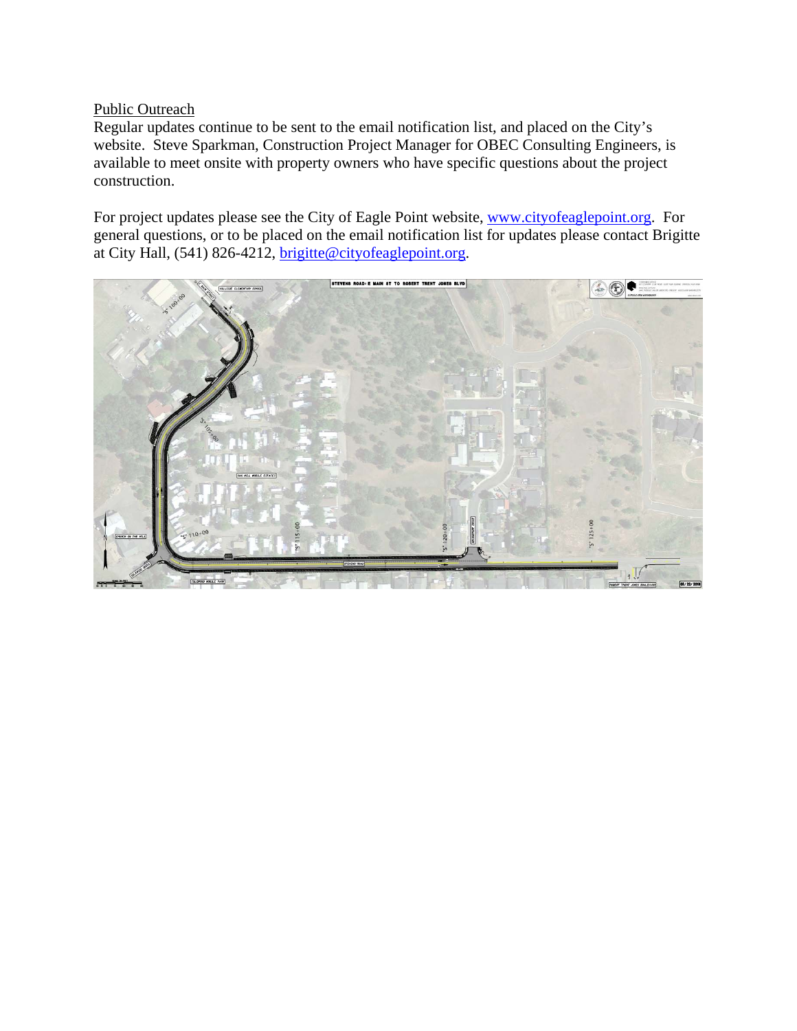Public Outreach

Regular updates continue to be sent to the email notification list, and placed on the City's website. Steve Sparkman, Construction Project Manager for OBEC Consulting Engineers, is available to meet onsite with property owners who have specific questions about the project construction.

For project updates please see the City of Eagle Point website, [www.cityofeaglepoint.org](http://www.cityofeaglepoint.org). For general questions, or to be placed on the email notification list for updates please contact Brigitte at City Hall, (541) 826-4212, [brigitte@cityofeaglepoint.org](mailto:brigitte@cityofeaglepoint.org).

STEVENS ROAD: E MAIN ST TO ROBERT TRENT JONES BLVD

"S" 100+00

"S" 105+00

"S" 110+00

"S" 115+00

"S" 120+00

"S" 125+00

05/22/2018